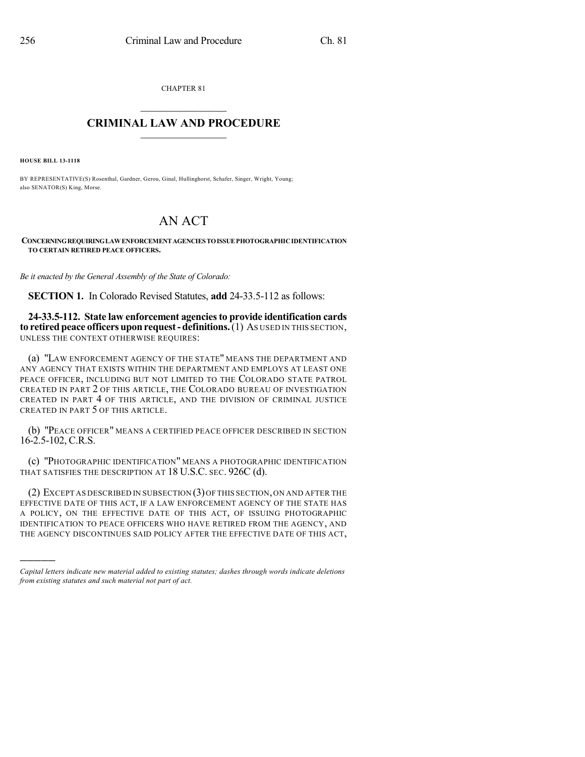CHAPTER 81

# CRIMINAL LAW AND PROCEDURE

**HOUSE BILL 13-1118**

BY REPRESENTATIVE(S) Rosenthal, Gardner, Gerou, Ginal, Hullinghorst, Schafer, Singer, Wright, Young; also SENATOR(S) King, Morse.

# AN ACT

**CONCERNING REQUIRING LAW ENFORCEMENT AGENCIES TO ISSUE PHOTOGRAPHIC IDENTIFICATION TO CERTAIN RETIRED PEACE OFFICERS.**

*Be it enacted by the General Assembly of the State of Colorado:*

**SECTION 1.** In Colorado Revised Statutes, **add** 24-33.5-112 as follows:

**24-33.5-112. State law enforcement agencies to provide identification cards to retired peace officers upon request - definitions.** (1) AS USED IN THIS SECTION, UNLESS THE CONTEXT OTHERWISE REQUIRES:

(a) "LAW ENFORCEMENT AGENCY OF THE STATE" MEANS THE DEPARTMENT AND ANY AGENCY THAT EXISTS WITHIN THE DEPARTMENT AND EMPLOYS AT LEAST ONE PEACE OFFICER, INCLUDING BUT NOT LIMITED TO THE COLORADO STATE PATROL CREATED IN PART 2 OF THIS ARTICLE, THE COLORADO BUREAU OF INVESTIGATION CREATED IN PART 4 OF THIS ARTICLE, AND THE DIVISION OF CRIMINAL JUSTICE CREATED IN PART 5 OF THIS ARTICLE.

(b) "PEACE OFFICER" MEANS A CERTIFIED PEACE OFFICER DESCRIBED IN SECTION 16-2.5-102, C.R.S.

(c) "PHOTOGRAPHIC IDENTIFICATION" MEANS A PHOTOGRAPHIC IDENTIFICATION THAT SATISFIES THE DESCRIPTION AT 18 U.S.C. SEC. 926C (d).

(2) EXCEPT AS DESCRIBED IN SUBSECTION (3) OF THIS SECTION, ON AND AFTER THE EFFECTIVE DATE OF THIS ACT, IF A LAW ENFORCEMENT AGENCY OF THE STATE HAS A POLICY, ON THE EFFECTIVE DATE OF THIS ACT, OF ISSUING PHOTOGRAPHIC IDENTIFICATION TO PEACE OFFICERS WHO HAVE RETIRED FROM THE AGENCY, AND THE AGENCY DISCONTINUES SAID POLICY AFTER THE EFFECTIVE DATE OF THIS ACT,

---

*Capital letters indicate new material added to existing statutes; dashes through words indicate deletions from existing statutes and such material not part of act.*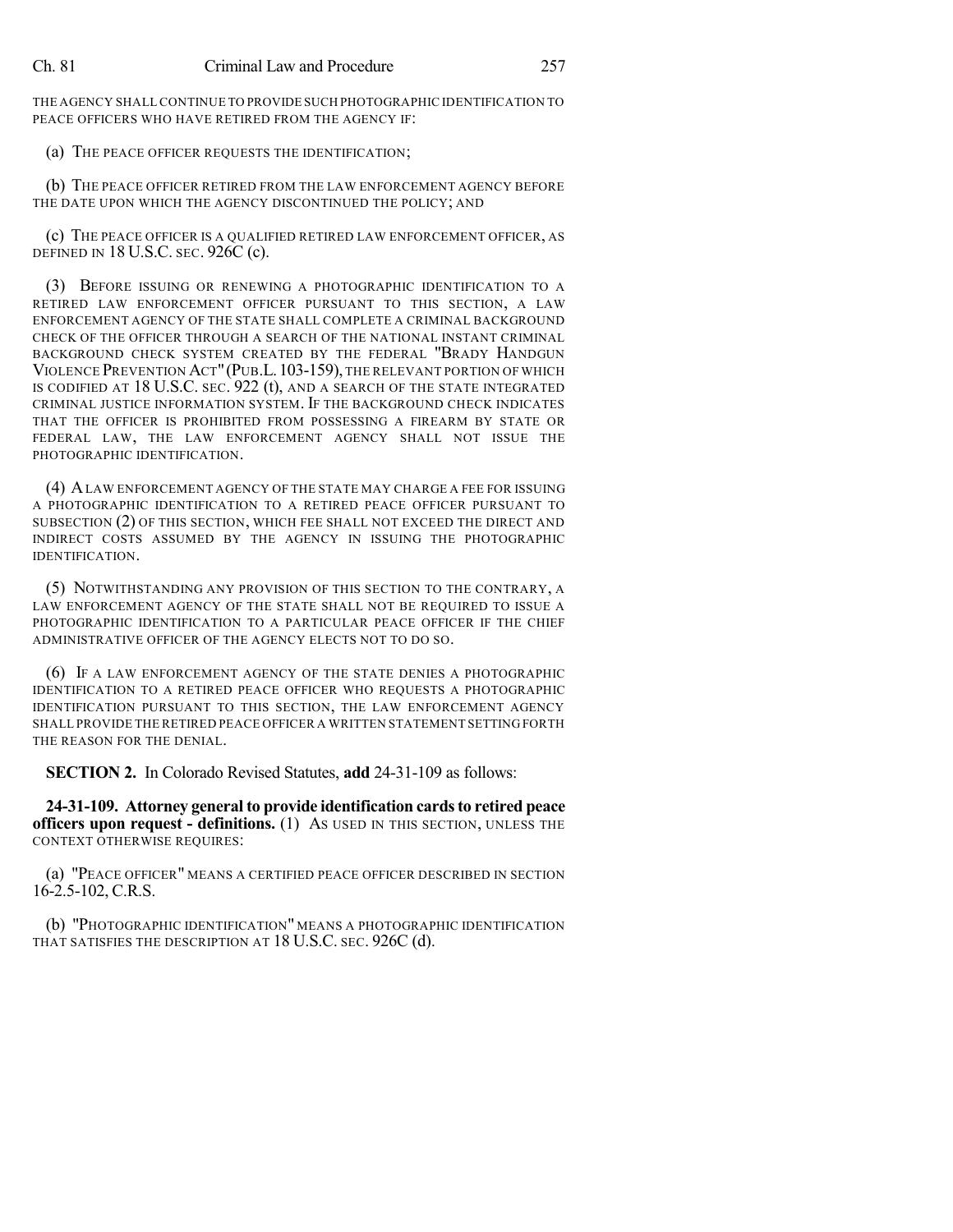THE AGENCY SHALL CONTINUE TO PROVIDE SUCH PHOTOGRAPHIC IDENTIFICATION TO PEACE OFFICERS WHO HAVE RETIRED FROM THE AGENCY IF:

(a) THE PEACE OFFICER REQUESTS THE IDENTIFICATION;

(b) THE PEACE OFFICER RETIRED FROM THE LAW ENFORCEMENT AGENCY BEFORE THE DATE UPON WHICH THE AGENCY DISCONTINUED THE POLICY; AND

(c) THE PEACE OFFICER IS A QUALIFIED RETIRED LAW ENFORCEMENT OFFICER, AS DEFINED IN 18 U.S.C. SEC. 926C (c).

(3) BEFORE ISSUING OR RENEWING A PHOTOGRAPHIC IDENTIFICATION TO A RETIRED LAW ENFORCEMENT OFFICER PURSUANT TO THIS SECTION, A LAW ENFORCEMENT AGENCY OF THE STATE SHALL COMPLETE A CRIMINAL BACKGROUND CHECK OF THE OFFICER THROUGH A SEARCH OF THE NATIONAL INSTANT CRIMINAL BACKGROUND CHECK SYSTEM CREATED BY THE FEDERAL "BRADY HANDGUN VIOLENCE PREVENTION ACT" (PUB.L. 103-159), THE RELEVANT PORTION OF WHICH IS CODIFIED AT 18 U.S.C. SEC. 922 (t), AND A SEARCH OF THE STATE INTEGRATED CRIMINAL JUSTICE INFORMATION SYSTEM. IF THE BACKGROUND CHECK INDICATES THAT THE OFFICER IS PROHIBITED FROM POSSESSING A FIREARM BY STATE OR FEDERAL LAW, THE LAW ENFORCEMENT AGENCY SHALL NOT ISSUE THE PHOTOGRAPHIC IDENTIFICATION.

(4) A LAW ENFORCEMENT AGENCY OF THE STATE MAY CHARGE A FEE FOR ISSUING A PHOTOGRAPHIC IDENTIFICATION TO A RETIRED PEACE OFFICER PURSUANT TO SUBSECTION (2) OF THIS SECTION, WHICH FEE SHALL NOT EXCEED THE DIRECT AND INDIRECT COSTS ASSUMED BY THE AGENCY IN ISSUING THE PHOTOGRAPHIC IDENTIFICATION.

(5) NOTWITHSTANDING ANY PROVISION OF THIS SECTION TO THE CONTRARY, A LAW ENFORCEMENT AGENCY OF THE STATE SHALL NOT BE REQUIRED TO ISSUE A PHOTOGRAPHIC IDENTIFICATION TO A PARTICULAR PEACE OFFICER IF THE CHIEF ADMINISTRATIVE OFFICER OF THE AGENCY ELECTS NOT TO DO SO.

(6) IF A LAW ENFORCEMENT AGENCY OF THE STATE DENIES A PHOTOGRAPHIC IDENTIFICATION TO A RETIRED PEACE OFFICER WHO REQUESTS A PHOTOGRAPHIC IDENTIFICATION PURSUANT TO THIS SECTION, THE LAW ENFORCEMENT AGENCY SHALL PROVIDE THE RETIRED PEACE OFFICER A WRITTEN STATEMENT SETTING FORTH THE REASON FOR THE DENIAL.

**SECTION 2.** In Colorado Revised Statutes, **add** 24-31-109 as follows:

**24-31-109. Attorney general to provide identification cards to retired peace officers upon request - definitions.** (1) AS USED IN THIS SECTION, UNLESS THE CONTEXT OTHERWISE REQUIRES:

(a) "PEACE OFFICER" MEANS A CERTIFIED PEACE OFFICER DESCRIBED IN SECTION 16-2.5-102, C.R.S.

(b) "PHOTOGRAPHIC IDENTIFICATION" MEANS A PHOTOGRAPHIC IDENTIFICATION THAT SATISFIES THE DESCRIPTION AT 18 U.S.C. SEC. 926C (d).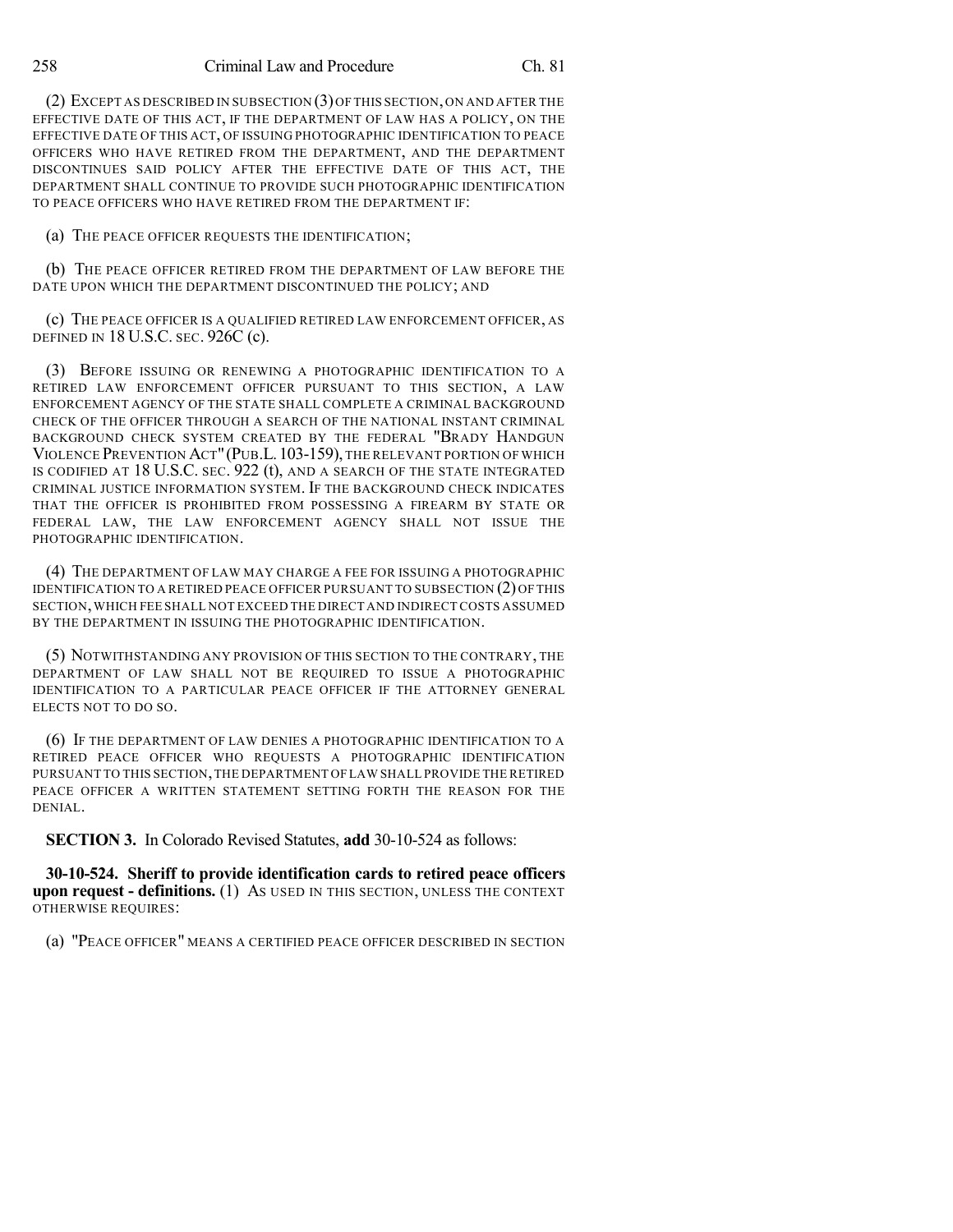(2) EXCEPT AS DESCRIBED IN SUBSECTION (3) OF THIS SECTION, ON AND AFTER THE EFFECTIVE DATE OF THIS ACT, IF THE DEPARTMENT OF LAW HAS A POLICY, ON THE EFFECTIVE DATE OF THIS ACT, OF ISSUING PHOTOGRAPHIC IDENTIFICATION TO PEACE OFFICERS WHO HAVE RETIRED FROM THE DEPARTMENT, AND THE DEPARTMENT DISCONTINUES SAID POLICY AFTER THE EFFECTIVE DATE OF THIS ACT, THE DEPARTMENT SHALL CONTINUE TO PROVIDE SUCH PHOTOGRAPHIC IDENTIFICATION TO PEACE OFFICERS WHO HAVE RETIRED FROM THE DEPARTMENT IF:

(a) THE PEACE OFFICER REQUESTS THE IDENTIFICATION;

(b) THE PEACE OFFICER RETIRED FROM THE DEPARTMENT OF LAW BEFORE THE DATE UPON WHICH THE DEPARTMENT DISCONTINUED THE POLICY; AND

(c) THE PEACE OFFICER IS A QUALIFIED RETIRED LAW ENFORCEMENT OFFICER, AS DEFINED IN 18 U.S.C. SEC. 926C (c).

(3) BEFORE ISSUING OR RENEWING A PHOTOGRAPHIC IDENTIFICATION TO A RETIRED LAW ENFORCEMENT OFFICER PURSUANT TO THIS SECTION, A LAW ENFORCEMENT AGENCY OF THE STATE SHALL COMPLETE A CRIMINAL BACKGROUND CHECK OF THE OFFICER THROUGH A SEARCH OF THE NATIONAL INSTANT CRIMINAL BACKGROUND CHECK SYSTEM CREATED BY THE FEDERAL "BRADY HANDGUN VIOLENCE PREVENTION ACT" (PUB.L. 103-159), THE RELEVANT PORTION OF WHICH IS CODIFIED AT 18 U.S.C. SEC. 922 (t), AND A SEARCH OF THE STATE INTEGRATED CRIMINAL JUSTICE INFORMATION SYSTEM. IF THE BACKGROUND CHECK INDICATES THAT THE OFFICER IS PROHIBITED FROM POSSESSING A FIREARM BY STATE OR FEDERAL LAW, THE LAW ENFORCEMENT AGENCY SHALL NOT ISSUE THE PHOTOGRAPHIC IDENTIFICATION.

(4) THE DEPARTMENT OF LAW MAY CHARGE A FEE FOR ISSUING A PHOTOGRAPHIC IDENTIFICATION TO A RETIRED PEACE OFFICER PURSUANT TO SUBSECTION (2) OF THIS SECTION, WHICH FEE SHALL NOT EXCEED THE DIRECT AND INDIRECT COSTS ASSUMED BY THE DEPARTMENT IN ISSUING THE PHOTOGRAPHIC IDENTIFICATION.

(5) NOTWITHSTANDING ANY PROVISION OF THIS SECTION TO THE CONTRARY, THE DEPARTMENT OF LAW SHALL NOT BE REQUIRED TO ISSUE A PHOTOGRAPHIC IDENTIFICATION TO A PARTICULAR PEACE OFFICER IF THE ATTORNEY GENERAL ELECTS NOT TO DO SO.

(6) IF THE DEPARTMENT OF LAW DENIES A PHOTOGRAPHIC IDENTIFICATION TO A RETIRED PEACE OFFICER WHO REQUESTS A PHOTOGRAPHIC IDENTIFICATION PURSUANT TO THIS SECTION, THE DEPARTMENT OF LAW SHALL PROVIDE THE RETIRED PEACE OFFICER A WRITTEN STATEMENT SETTING FORTH THE REASON FOR THE DENIAL.

**SECTION 3.** In Colorado Revised Statutes, **add** 30-10-524 as follows:

**30-10-524. Sheriff to provide identification cards to retired peace officers upon request - definitions.** (1) AS USED IN THIS SECTION, UNLESS THE CONTEXT OTHERWISE REQUIRES:

(a) "PEACE OFFICER" MEANS A CERTIFIED PEACE OFFICER DESCRIBED IN SECTION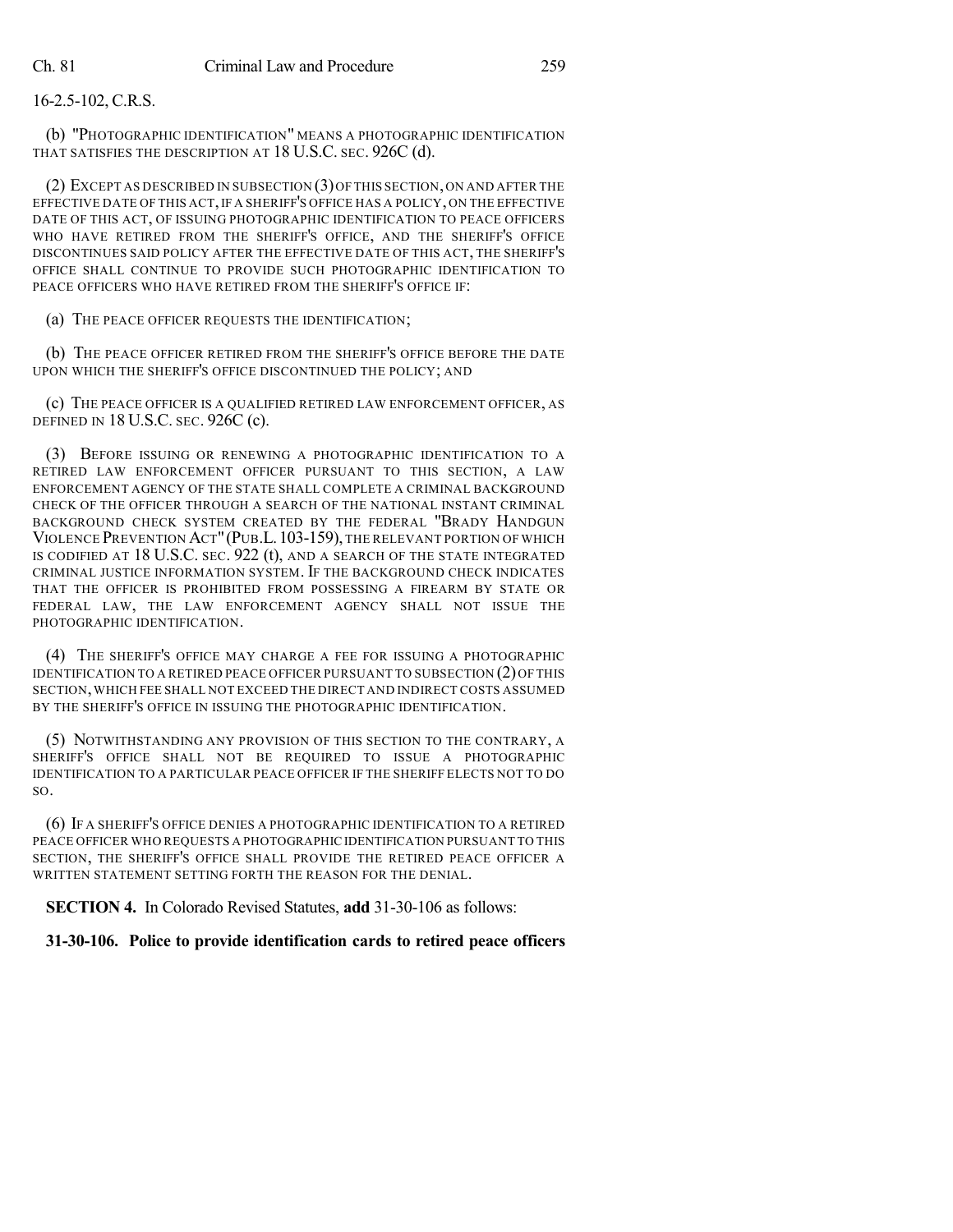16-2.5-102, C.R.S.

(b) "PHOTOGRAPHIC IDENTIFICATION" MEANS A PHOTOGRAPHIC IDENTIFICATION THAT SATISFIES THE DESCRIPTION AT 18 U.S.C. SEC. 926C (d).

(2) EXCEPT AS DESCRIBED IN SUBSECTION (3) OF THIS SECTION, ON AND AFTER THE EFFECTIVE DATE OF THIS ACT, IF A SHERIFF'S OFFICE HAS A POLICY, ON THE EFFECTIVE DATE OF THIS ACT, OF ISSUING PHOTOGRAPHIC IDENTIFICATION TO PEACE OFFICERS WHO HAVE RETIRED FROM THE SHERIFF'S OFFICE, AND THE SHERIFF'S OFFICE DISCONTINUES SAID POLICY AFTER THE EFFECTIVE DATE OF THIS ACT, THE SHERIFF'S OFFICE SHALL CONTINUE TO PROVIDE SUCH PHOTOGRAPHIC IDENTIFICATION TO PEACE OFFICERS WHO HAVE RETIRED FROM THE SHERIFF'S OFFICE IF:

(a) THE PEACE OFFICER REQUESTS THE IDENTIFICATION;

(b) THE PEACE OFFICER RETIRED FROM THE SHERIFF'S OFFICE BEFORE THE DATE UPON WHICH THE SHERIFF'S OFFICE DISCONTINUED THE POLICY; AND

(c) THE PEACE OFFICER IS A QUALIFIED RETIRED LAW ENFORCEMENT OFFICER, AS DEFINED IN 18 U.S.C. SEC. 926C (c).

(3) BEFORE ISSUING OR RENEWING A PHOTOGRAPHIC IDENTIFICATION TO A RETIRED LAW ENFORCEMENT OFFICER PURSUANT TO THIS SECTION, A LAW ENFORCEMENT AGENCY OF THE STATE SHALL COMPLETE A CRIMINAL BACKGROUND CHECK OF THE OFFICER THROUGH A SEARCH OF THE NATIONAL INSTANT CRIMINAL BACKGROUND CHECK SYSTEM CREATED BY THE FEDERAL "BRADY HANDGUN VIOLENCE PREVENTION ACT" (PUB.L. 103-159), THE RELEVANT PORTION OF WHICH IS CODIFIED AT 18 U.S.C. SEC. 922 (t), AND A SEARCH OF THE STATE INTEGRATED CRIMINAL JUSTICE INFORMATION SYSTEM. IF THE BACKGROUND CHECK INDICATES THAT THE OFFICER IS PROHIBITED FROM POSSESSING A FIREARM BY STATE OR FEDERAL LAW, THE LAW ENFORCEMENT AGENCY SHALL NOT ISSUE THE PHOTOGRAPHIC IDENTIFICATION.

(4) THE SHERIFF'S OFFICE MAY CHARGE A FEE FOR ISSUING A PHOTOGRAPHIC IDENTIFICATION TO A RETIRED PEACE OFFICER PURSUANT TO SUBSECTION (2) OF THIS SECTION, WHICH FEE SHALL NOT EXCEED THE DIRECT AND INDIRECT COSTS ASSUMED BY THE SHERIFF'S OFFICE IN ISSUING THE PHOTOGRAPHIC IDENTIFICATION.

(5) NOTWITHSTANDING ANY PROVISION OF THIS SECTION TO THE CONTRARY, A SHERIFF'S OFFICE SHALL NOT BE REQUIRED TO ISSUE A PHOTOGRAPHIC IDENTIFICATION TO A PARTICULAR PEACE OFFICER IF THE SHERIFF ELECTS NOT TO DO SO.

(6) IF A SHERIFF'S OFFICE DENIES A PHOTOGRAPHIC IDENTIFICATION TO A RETIRED PEACE OFFICER WHO REQUESTS A PHOTOGRAPHIC IDENTIFICATION PURSUANT TO THIS SECTION, THE SHERIFF'S OFFICE SHALL PROVIDE THE RETIRED PEACE OFFICER A WRITTEN STATEMENT SETTING FORTH THE REASON FOR THE DENIAL.

**SECTION 4.** In Colorado Revised Statutes, **add** 31-30-106 as follows:

**31-30-106. Police to provide identification cards to retired peace officers**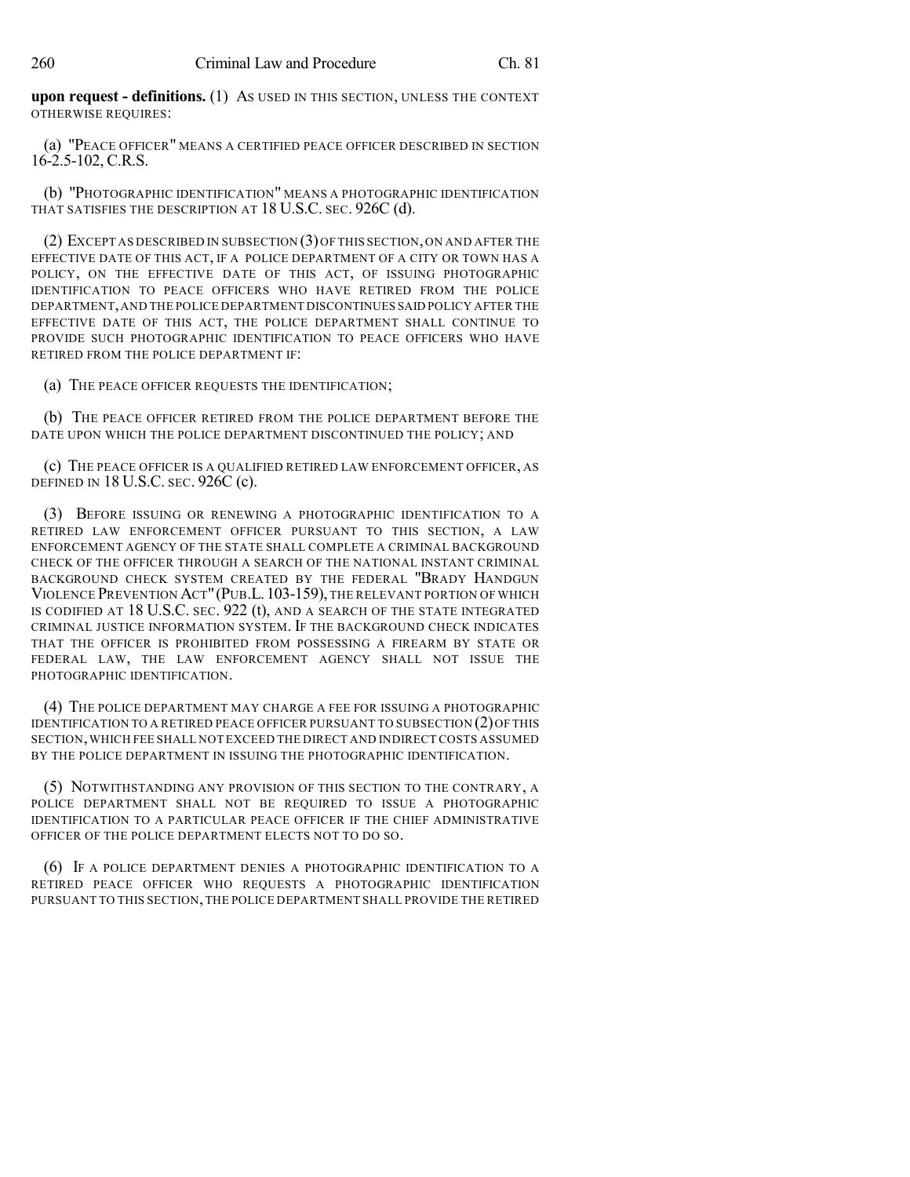**upon request - definitions.** (1) AS USED IN THIS SECTION, UNLESS THE CONTEXT OTHERWISE REQUIRES:

(a) "PEACE OFFICER" MEANS A CERTIFIED PEACE OFFICER DESCRIBED IN SECTION 16-2.5-102, C.R.S.

(b) "PHOTOGRAPHIC IDENTIFICATION" MEANS A PHOTOGRAPHIC IDENTIFICATION THAT SATISFIES THE DESCRIPTION AT 18 U.S.C. SEC. 926C (d).

(2) EXCEPT AS DESCRIBED IN SUBSECTION (3) OF THIS SECTION, ON AND AFTER THE EFFECTIVE DATE OF THIS ACT, IF A POLICE DEPARTMENT OF A CITY OR TOWN HAS A POLICY, ON THE EFFECTIVE DATE OF THIS ACT, OF ISSUING PHOTOGRAPHIC IDENTIFICATION TO PEACE OFFICERS WHO HAVE RETIRED FROM THE POLICE DEPARTMENT, AND THE POLICE DEPARTMENT DISCONTINUES SAID POLICY AFTER THE EFFECTIVE DATE OF THIS ACT, THE POLICE DEPARTMENT SHALL CONTINUE TO PROVIDE SUCH PHOTOGRAPHIC IDENTIFICATION TO PEACE OFFICERS WHO HAVE RETIRED FROM THE POLICE DEPARTMENT IF:

(a) THE PEACE OFFICER REQUESTS THE IDENTIFICATION;

(b) THE PEACE OFFICER RETIRED FROM THE POLICE DEPARTMENT BEFORE THE DATE UPON WHICH THE POLICE DEPARTMENT DISCONTINUED THE POLICY; AND

(c) THE PEACE OFFICER IS A QUALIFIED RETIRED LAW ENFORCEMENT OFFICER, AS DEFINED IN 18 U.S.C. SEC. 926C (c).

(3) BEFORE ISSUING OR RENEWING A PHOTOGRAPHIC IDENTIFICATION TO A RETIRED LAW ENFORCEMENT OFFICER PURSUANT TO THIS SECTION, A LAW ENFORCEMENT AGENCY OF THE STATE SHALL COMPLETE A CRIMINAL BACKGROUND CHECK OF THE OFFICER THROUGH A SEARCH OF THE NATIONAL INSTANT CRIMINAL BACKGROUND CHECK SYSTEM CREATED BY THE FEDERAL "BRADY HANDGUN VIOLENCE PREVENTION ACT" (PUB.L. 103-159), THE RELEVANT PORTION OF WHICH IS CODIFIED AT 18 U.S.C. SEC. 922 (t), AND A SEARCH OF THE STATE INTEGRATED CRIMINAL JUSTICE INFORMATION SYSTEM. IF THE BACKGROUND CHECK INDICATES THAT THE OFFICER IS PROHIBITED FROM POSSESSING A FIREARM BY STATE OR FEDERAL LAW, THE LAW ENFORCEMENT AGENCY SHALL NOT ISSUE THE PHOTOGRAPHIC IDENTIFICATION.

(4) THE POLICE DEPARTMENT MAY CHARGE A FEE FOR ISSUING A PHOTOGRAPHIC IDENTIFICATION TO A RETIRED PEACE OFFICER PURSUANT TO SUBSECTION (2) OF THIS SECTION, WHICH FEE SHALL NOT EXCEED THE DIRECT AND INDIRECT COSTS ASSUMED BY THE POLICE DEPARTMENT IN ISSUING THE PHOTOGRAPHIC IDENTIFICATION.

(5) NOTWITHSTANDING ANY PROVISION OF THIS SECTION TO THE CONTRARY, A POLICE DEPARTMENT SHALL NOT BE REQUIRED TO ISSUE A PHOTOGRAPHIC IDENTIFICATION TO A PARTICULAR PEACE OFFICER IF THE CHIEF ADMINISTRATIVE OFFICER OF THE POLICE DEPARTMENT ELECTS NOT TO DO SO.

(6) IF A POLICE DEPARTMENT DENIES A PHOTOGRAPHIC IDENTIFICATION TO A RETIRED PEACE OFFICER WHO REQUESTS A PHOTOGRAPHIC IDENTIFICATION PURSUANT TO THIS SECTION, THE POLICE DEPARTMENT SHALL PROVIDE THE RETIRED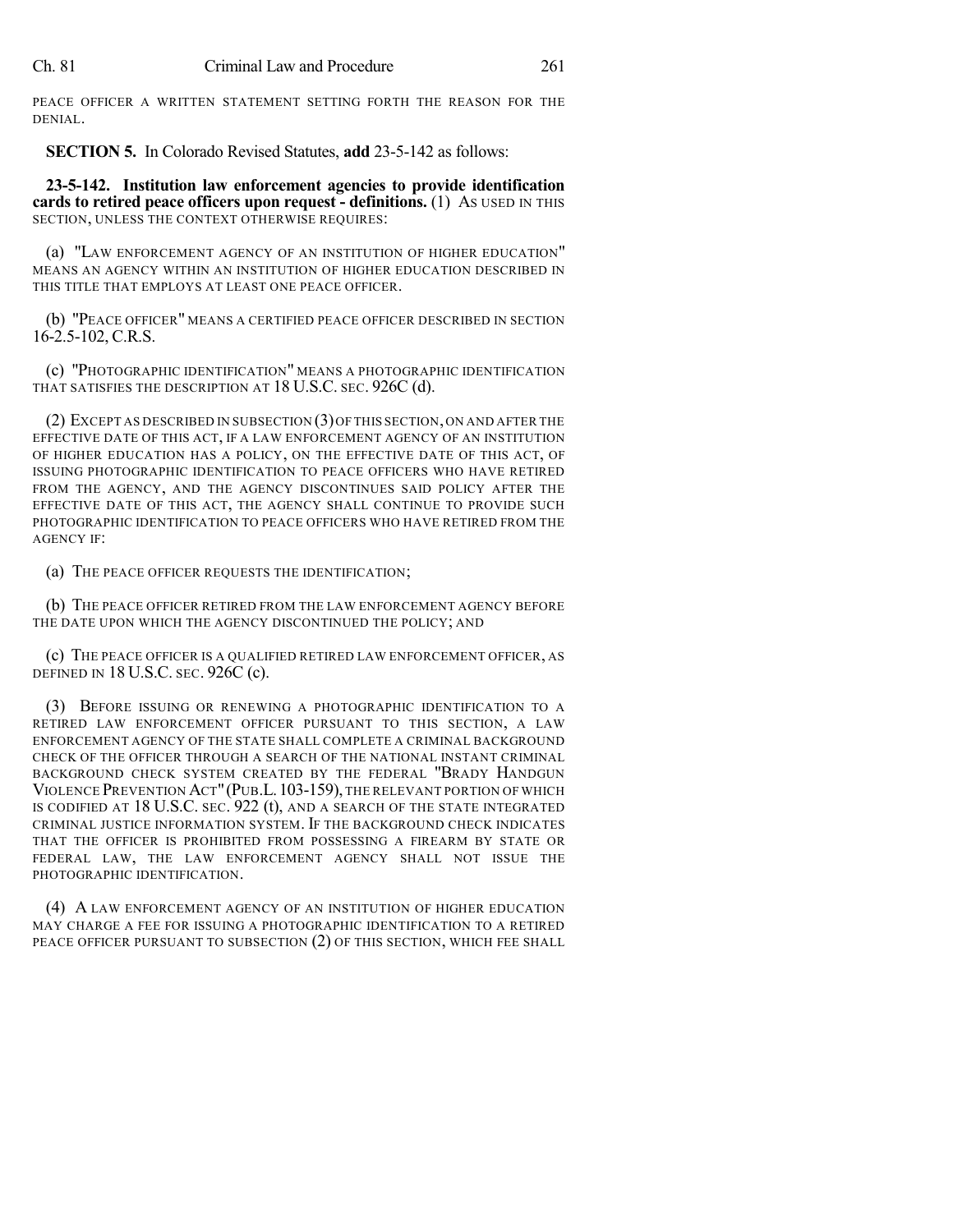PEACE OFFICER A WRITTEN STATEMENT SETTING FORTH THE REASON FOR THE DENIAL.

**SECTION 5.** In Colorado Revised Statutes, **add** 23-5-142 as follows:

**23-5-142. Institution law enforcement agencies to provide identification cards to retired peace officers upon request - definitions.** (1) AS USED IN THIS SECTION, UNLESS THE CONTEXT OTHERWISE REQUIRES:

(a) "LAW ENFORCEMENT AGENCY OF AN INSTITUTION OF HIGHER EDUCATION" MEANS AN AGENCY WITHIN AN INSTITUTION OF HIGHER EDUCATION DESCRIBED IN THIS TITLE THAT EMPLOYS AT LEAST ONE PEACE OFFICER.

(b) "PEACE OFFICER" MEANS A CERTIFIED PEACE OFFICER DESCRIBED IN SECTION 16-2.5-102, C.R.S.

(c) "PHOTOGRAPHIC IDENTIFICATION" MEANS A PHOTOGRAPHIC IDENTIFICATION THAT SATISFIES THE DESCRIPTION AT 18 U.S.C. SEC. 926C (d).

(2) EXCEPT AS DESCRIBED IN SUBSECTION (3) OF THIS SECTION, ON AND AFTER THE EFFECTIVE DATE OF THIS ACT, IF A LAW ENFORCEMENT AGENCY OF AN INSTITUTION OF HIGHER EDUCATION HAS A POLICY, ON THE EFFECTIVE DATE OF THIS ACT, OF ISSUING PHOTOGRAPHIC IDENTIFICATION TO PEACE OFFICERS WHO HAVE RETIRED FROM THE AGENCY, AND THE AGENCY DISCONTINUES SAID POLICY AFTER THE EFFECTIVE DATE OF THIS ACT, THE AGENCY SHALL CONTINUE TO PROVIDE SUCH PHOTOGRAPHIC IDENTIFICATION TO PEACE OFFICERS WHO HAVE RETIRED FROM THE AGENCY IF:

(a) THE PEACE OFFICER REQUESTS THE IDENTIFICATION;

(b) THE PEACE OFFICER RETIRED FROM THE LAW ENFORCEMENT AGENCY BEFORE THE DATE UPON WHICH THE AGENCY DISCONTINUED THE POLICY; AND

(c) THE PEACE OFFICER IS A QUALIFIED RETIRED LAW ENFORCEMENT OFFICER, AS DEFINED IN 18 U.S.C. SEC. 926C (c).

(3) BEFORE ISSUING OR RENEWING A PHOTOGRAPHIC IDENTIFICATION TO A RETIRED LAW ENFORCEMENT OFFICER PURSUANT TO THIS SECTION, A LAW ENFORCEMENT AGENCY OF THE STATE SHALL COMPLETE A CRIMINAL BACKGROUND CHECK OF THE OFFICER THROUGH A SEARCH OF THE NATIONAL INSTANT CRIMINAL BACKGROUND CHECK SYSTEM CREATED BY THE FEDERAL "BRADY HANDGUN VIOLENCE PREVENTION ACT" (PUB.L. 103-159), THE RELEVANT PORTION OF WHICH IS CODIFIED AT 18 U.S.C. SEC. 922 (t), AND A SEARCH OF THE STATE INTEGRATED CRIMINAL JUSTICE INFORMATION SYSTEM. IF THE BACKGROUND CHECK INDICATES THAT THE OFFICER IS PROHIBITED FROM POSSESSING A FIREARM BY STATE OR FEDERAL LAW, THE LAW ENFORCEMENT AGENCY SHALL NOT ISSUE THE PHOTOGRAPHIC IDENTIFICATION.

(4) A LAW ENFORCEMENT AGENCY OF AN INSTITUTION OF HIGHER EDUCATION MAY CHARGE A FEE FOR ISSUING A PHOTOGRAPHIC IDENTIFICATION TO A RETIRED PEACE OFFICER PURSUANT TO SUBSECTION (2) OF THIS SECTION, WHICH FEE SHALL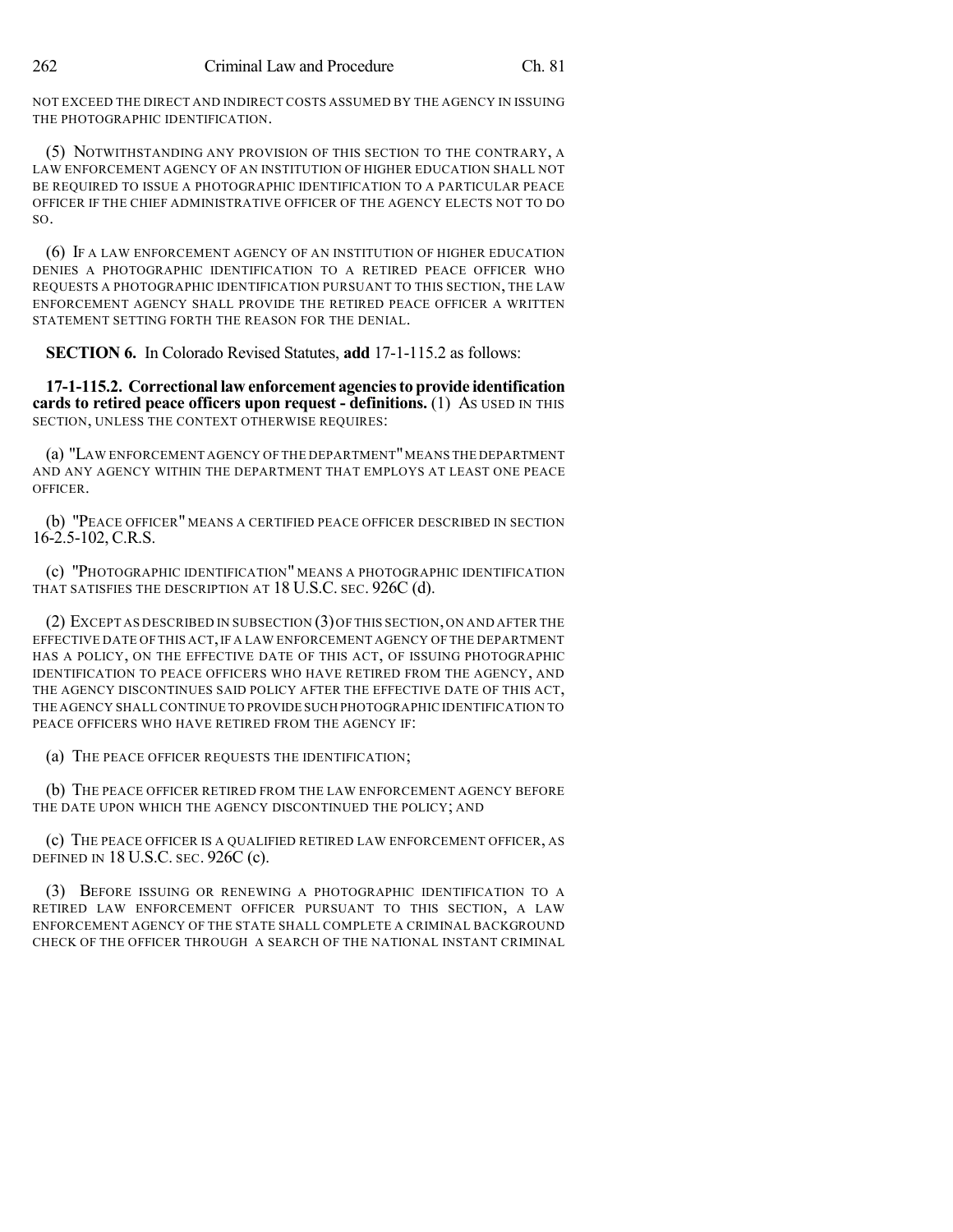NOT EXCEED THE DIRECT AND INDIRECT COSTS ASSUMED BY THE AGENCY IN ISSUING THE PHOTOGRAPHIC IDENTIFICATION.

(5) NOTWITHSTANDING ANY PROVISION OF THIS SECTION TO THE CONTRARY, A LAW ENFORCEMENT AGENCY OF AN INSTITUTION OF HIGHER EDUCATION SHALL NOT BE REQUIRED TO ISSUE A PHOTOGRAPHIC IDENTIFICATION TO A PARTICULAR PEACE OFFICER IF THE CHIEF ADMINISTRATIVE OFFICER OF THE AGENCY ELECTS NOT TO DO SO.

(6) IF A LAW ENFORCEMENT AGENCY OF AN INSTITUTION OF HIGHER EDUCATION DENIES A PHOTOGRAPHIC IDENTIFICATION TO A RETIRED PEACE OFFICER WHO REQUESTS A PHOTOGRAPHIC IDENTIFICATION PURSUANT TO THIS SECTION, THE LAW ENFORCEMENT AGENCY SHALL PROVIDE THE RETIRED PEACE OFFICER A WRITTEN STATEMENT SETTING FORTH THE REASON FOR THE DENIAL.

**SECTION 6.** In Colorado Revised Statutes, **add** 17-1-115.2 as follows:

**17-1-115.2. Correctional law enforcement agencies to provide identification cards to retired peace officers upon request - definitions.** (1) AS USED IN THIS SECTION, UNLESS THE CONTEXT OTHERWISE REQUIRES:

(a) "LAW ENFORCEMENT AGENCY OF THE DEPARTMENT" MEANS THE DEPARTMENT AND ANY AGENCY WITHIN THE DEPARTMENT THAT EMPLOYS AT LEAST ONE PEACE OFFICER.

(b) "PEACE OFFICER" MEANS A CERTIFIED PEACE OFFICER DESCRIBED IN SECTION 16-2.5-102, C.R.S.

(c) "PHOTOGRAPHIC IDENTIFICATION" MEANS A PHOTOGRAPHIC IDENTIFICATION THAT SATISFIES THE DESCRIPTION AT 18 U.S.C. SEC. 926C (d).

(2) EXCEPT AS DESCRIBED IN SUBSECTION (3) OF THIS SECTION, ON AND AFTER THE EFFECTIVE DATE OF THIS ACT, IF A LAW ENFORCEMENT AGENCY OF THE DEPARTMENT HAS A POLICY, ON THE EFFECTIVE DATE OF THIS ACT, OF ISSUING PHOTOGRAPHIC IDENTIFICATION TO PEACE OFFICERS WHO HAVE RETIRED FROM THE AGENCY, AND THE AGENCY DISCONTINUES SAID POLICY AFTER THE EFFECTIVE DATE OF THIS ACT, THE AGENCY SHALL CONTINUE TO PROVIDE SUCH PHOTOGRAPHIC IDENTIFICATION TO PEACE OFFICERS WHO HAVE RETIRED FROM THE AGENCY IF:

(a) THE PEACE OFFICER REQUESTS THE IDENTIFICATION;

(b) THE PEACE OFFICER RETIRED FROM THE LAW ENFORCEMENT AGENCY BEFORE THE DATE UPON WHICH THE AGENCY DISCONTINUED THE POLICY; AND

(c) THE PEACE OFFICER IS A QUALIFIED RETIRED LAW ENFORCEMENT OFFICER, AS DEFINED IN 18 U.S.C. SEC. 926C (c).

(3) BEFORE ISSUING OR RENEWING A PHOTOGRAPHIC IDENTIFICATION TO A RETIRED LAW ENFORCEMENT OFFICER PURSUANT TO THIS SECTION, A LAW ENFORCEMENT AGENCY OF THE STATE SHALL COMPLETE A CRIMINAL BACKGROUND CHECK OF THE OFFICER THROUGH A SEARCH OF THE NATIONAL INSTANT CRIMINAL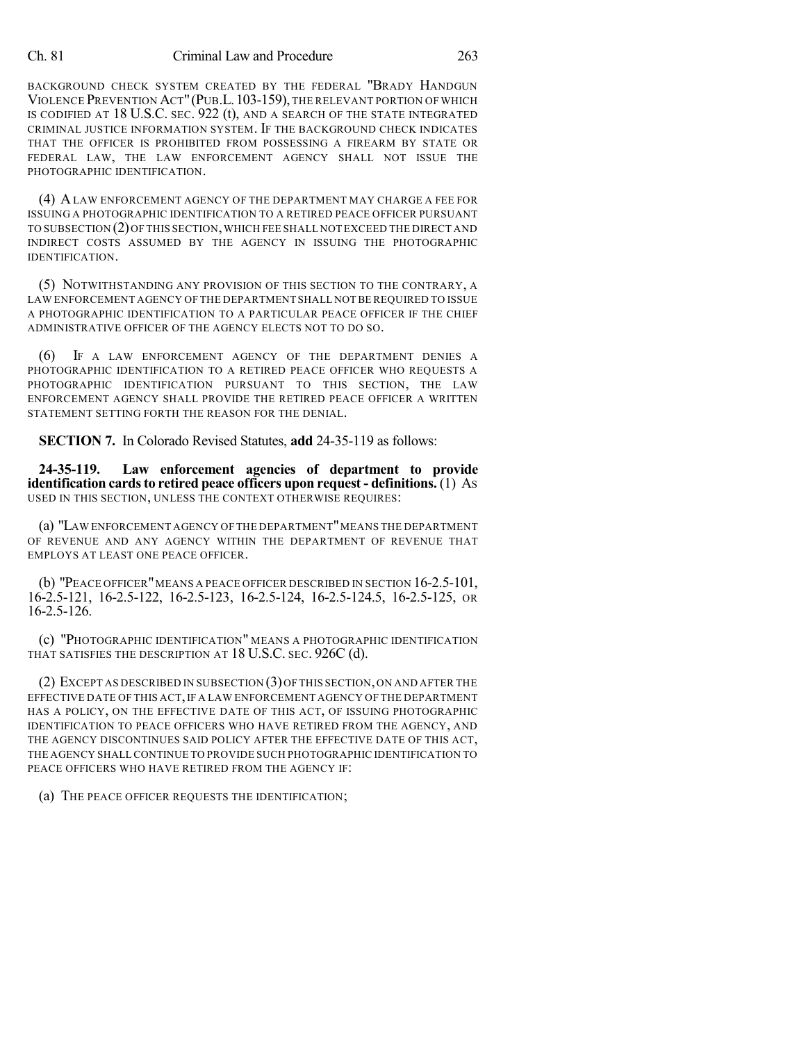BACKGROUND CHECK SYSTEM CREATED BY THE FEDERAL "BRADY HANDGUN VIOLENCE PREVENTION ACT" (PUB.L. 103-159), THE RELEVANT PORTION OF WHICH IS CODIFIED AT 18 U.S.C. SEC. 922 (t), AND A SEARCH OF THE STATE INTEGRATED CRIMINAL JUSTICE INFORMATION SYSTEM. IF THE BACKGROUND CHECK INDICATES THAT THE OFFICER IS PROHIBITED FROM POSSESSING A FIREARM BY STATE OR FEDERAL LAW, THE LAW ENFORCEMENT AGENCY SHALL NOT ISSUE THE PHOTOGRAPHIC IDENTIFICATION.

(4) A LAW ENFORCEMENT AGENCY OF THE DEPARTMENT MAY CHARGE A FEE FOR ISSUING A PHOTOGRAPHIC IDENTIFICATION TO A RETIRED PEACE OFFICER PURSUANT TO SUBSECTION (2) OF THIS SECTION, WHICH FEE SHALL NOT EXCEED THE DIRECT AND INDIRECT COSTS ASSUMED BY THE AGENCY IN ISSUING THE PHOTOGRAPHIC IDENTIFICATION.

(5) NOTWITHSTANDING ANY PROVISION OF THIS SECTION TO THE CONTRARY, A LAW ENFORCEMENT AGENCY OF THE DEPARTMENT SHALL NOT BE REQUIRED TO ISSUE A PHOTOGRAPHIC IDENTIFICATION TO A PARTICULAR PEACE OFFICER IF THE CHIEF ADMINISTRATIVE OFFICER OF THE AGENCY ELECTS NOT TO DO SO.

(6) IF A LAW ENFORCEMENT AGENCY OF THE DEPARTMENT DENIES A PHOTOGRAPHIC IDENTIFICATION TO A RETIRED PEACE OFFICER WHO REQUESTS A PHOTOGRAPHIC IDENTIFICATION PURSUANT TO THIS SECTION, THE LAW ENFORCEMENT AGENCY SHALL PROVIDE THE RETIRED PEACE OFFICER A WRITTEN STATEMENT SETTING FORTH THE REASON FOR THE DENIAL.

**SECTION 7.** In Colorado Revised Statutes, **add** 24-35-119 as follows:

**24-35-119. Law enforcement agencies of department to provide identification cards to retired peace officers upon request - definitions.** (1) AS USED IN THIS SECTION, UNLESS THE CONTEXT OTHERWISE REQUIRES:

(a) "LAW ENFORCEMENT AGENCY OF THE DEPARTMENT" MEANS THE DEPARTMENT OF REVENUE AND ANY AGENCY WITHIN THE DEPARTMENT OF REVENUE THAT EMPLOYS AT LEAST ONE PEACE OFFICER.

(b) "PEACE OFFICER" MEANS A PEACE OFFICER DESCRIBED IN SECTION 16-2.5-101, 16-2.5-121, 16-2.5-122, 16-2.5-123, 16-2.5-124, 16-2.5-124.5, 16-2.5-125, OR 16-2.5-126.

(c) "PHOTOGRAPHIC IDENTIFICATION" MEANS A PHOTOGRAPHIC IDENTIFICATION THAT SATISFIES THE DESCRIPTION AT 18 U.S.C. SEC. 926C (d).

(2) EXCEPT AS DESCRIBED IN SUBSECTION (3) OF THIS SECTION, ON AND AFTER THE EFFECTIVE DATE OF THIS ACT, IF A LAW ENFORCEMENT AGENCY OF THE DEPARTMENT HAS A POLICY, ON THE EFFECTIVE DATE OF THIS ACT, OF ISSUING PHOTOGRAPHIC IDENTIFICATION TO PEACE OFFICERS WHO HAVE RETIRED FROM THE AGENCY, AND THE AGENCY DISCONTINUES SAID POLICY AFTER THE EFFECTIVE DATE OF THIS ACT, THE AGENCY SHALL CONTINUE TO PROVIDE SUCH PHOTOGRAPHIC IDENTIFICATION TO PEACE OFFICERS WHO HAVE RETIRED FROM THE AGENCY IF:

(a) THE PEACE OFFICER REQUESTS THE IDENTIFICATION;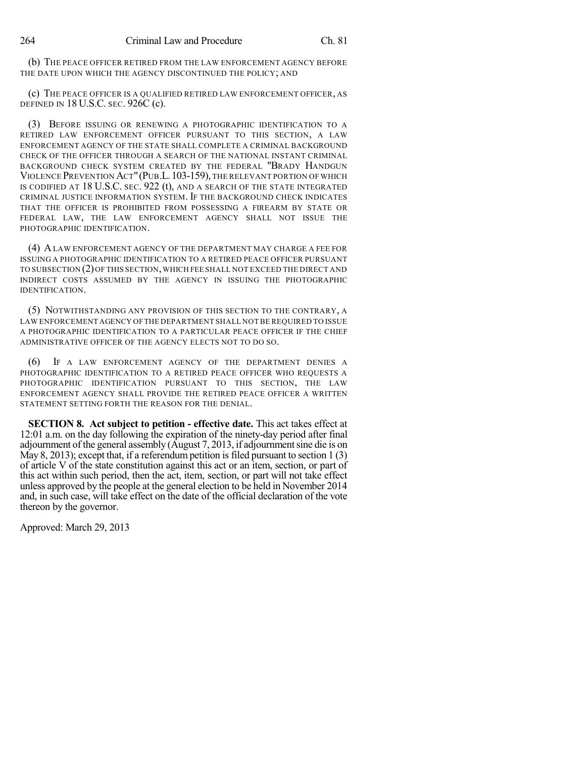(b) THE PEACE OFFICER RETIRED FROM THE LAW ENFORCEMENT AGENCY BEFORE THE DATE UPON WHICH THE AGENCY DISCONTINUED THE POLICY; AND

(c) THE PEACE OFFICER IS A QUALIFIED RETIRED LAW ENFORCEMENT OFFICER, AS DEFINED IN 18 U.S.C. SEC. 926C (c).

(3) BEFORE ISSUING OR RENEWING A PHOTOGRAPHIC IDENTIFICATION TO A RETIRED LAW ENFORCEMENT OFFICER PURSUANT TO THIS SECTION, A LAW ENFORCEMENT AGENCY OF THE STATE SHALL COMPLETE A CRIMINAL BACKGROUND CHECK OF THE OFFICER THROUGH A SEARCH OF THE NATIONAL INSTANT CRIMINAL BACKGROUND CHECK SYSTEM CREATED BY THE FEDERAL "BRADY HANDGUN VIOLENCE PREVENTION ACT" (PUB.L. 103-159), THE RELEVANT PORTION OF WHICH IS CODIFIED AT 18 U.S.C. SEC. 922 (t), AND A SEARCH OF THE STATE INTEGRATED CRIMINAL JUSTICE INFORMATION SYSTEM. IF THE BACKGROUND CHECK INDICATES THAT THE OFFICER IS PROHIBITED FROM POSSESSING A FIREARM BY STATE OR FEDERAL LAW, THE LAW ENFORCEMENT AGENCY SHALL NOT ISSUE THE PHOTOGRAPHIC IDENTIFICATION.

(4) A LAW ENFORCEMENT AGENCY OF THE DEPARTMENT MAY CHARGE A FEE FOR ISSUING A PHOTOGRAPHIC IDENTIFICATION TO A RETIRED PEACE OFFICER PURSUANT TO SUBSECTION (2) OF THIS SECTION, WHICH FEE SHALL NOT EXCEED THE DIRECT AND INDIRECT COSTS ASSUMED BY THE AGENCY IN ISSUING THE PHOTOGRAPHIC IDENTIFICATION.

(5) NOTWITHSTANDING ANY PROVISION OF THIS SECTION TO THE CONTRARY, A LAW ENFORCEMENT AGENCY OF THE DEPARTMENT SHALL NOT BE REQUIRED TO ISSUE A PHOTOGRAPHIC IDENTIFICATION TO A PARTICULAR PEACE OFFICER IF THE CHIEF ADMINISTRATIVE OFFICER OF THE AGENCY ELECTS NOT TO DO SO.

(6) IF A LAW ENFORCEMENT AGENCY OF THE DEPARTMENT DENIES A PHOTOGRAPHIC IDENTIFICATION TO A RETIRED PEACE OFFICER WHO REQUESTS A PHOTOGRAPHIC IDENTIFICATION PURSUANT TO THIS SECTION, THE LAW ENFORCEMENT AGENCY SHALL PROVIDE THE RETIRED PEACE OFFICER A WRITTEN STATEMENT SETTING FORTH THE REASON FOR THE DENIAL.

**SECTION 8. Act subject to petition - effective date.** This act takes effect at 12:01 a.m. on the day following the expiration of the ninety-day period after final adjournment of the general assembly (August 7, 2013, if adjournment sine die is on May 8, 2013); except that, if a referendum petition is filed pursuant to section 1 (3) of article V of the state constitution against this act or an item, section, or part of this act within such period, then the act, item, section, or part will not take effect unless approved by the people at the general election to be held in November 2014 and, in such case, will take effect on the date of the official declaration of the vote thereon by the governor.

Approved: March 29, 2013